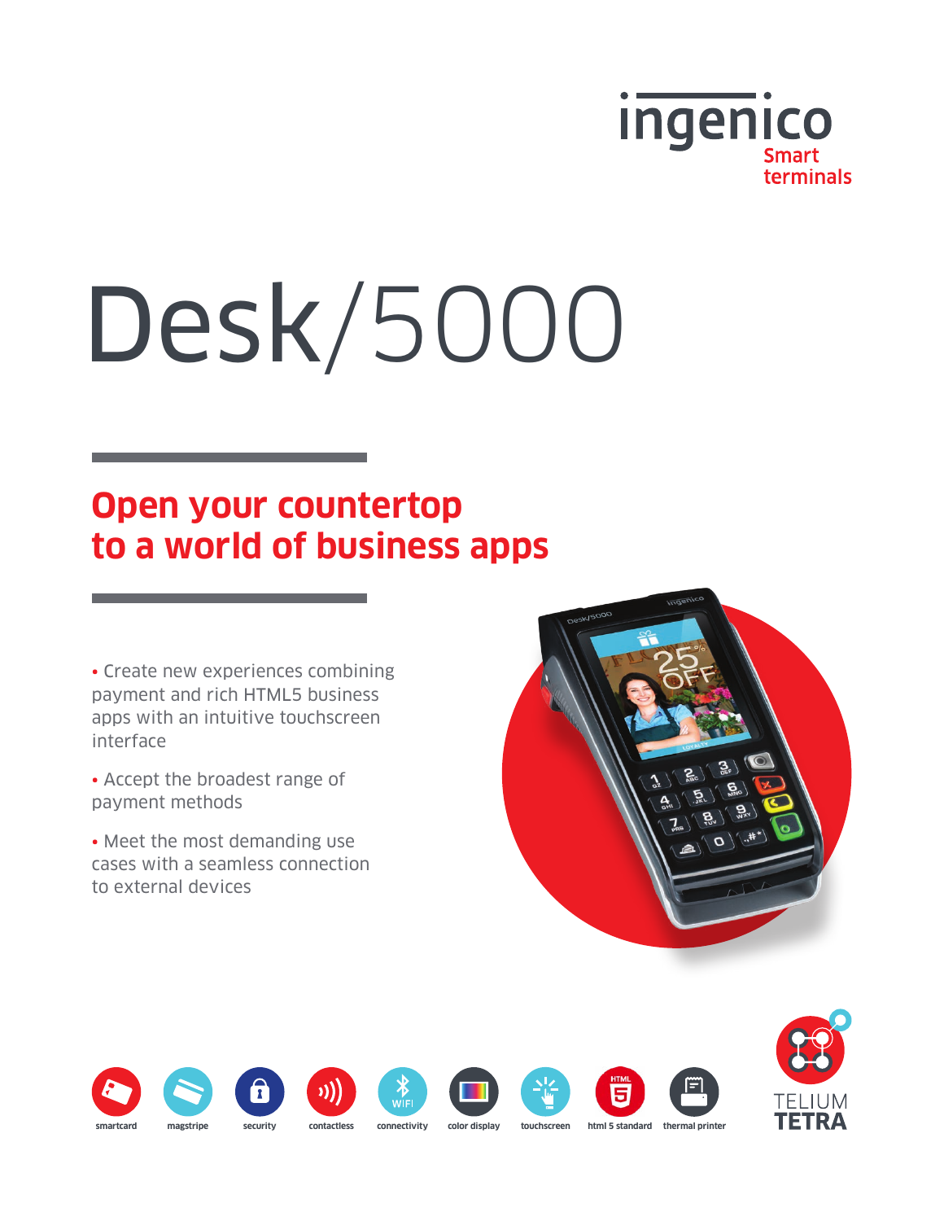ingenico
Smart terminals

# Desk/5000

## Open your countertop to a world of business apps

- Create new experiences combining payment and rich HTML5 business apps with an intuitive touchscreen interface
- Accept the broadest range of payment methods
- Meet the most demanding use cases with a seamless connection to external devices

smartcard | magstripe | security | contactless | connectivity | color display | touchscreen | html 5 standard | thermal printer

TELIUM TETRA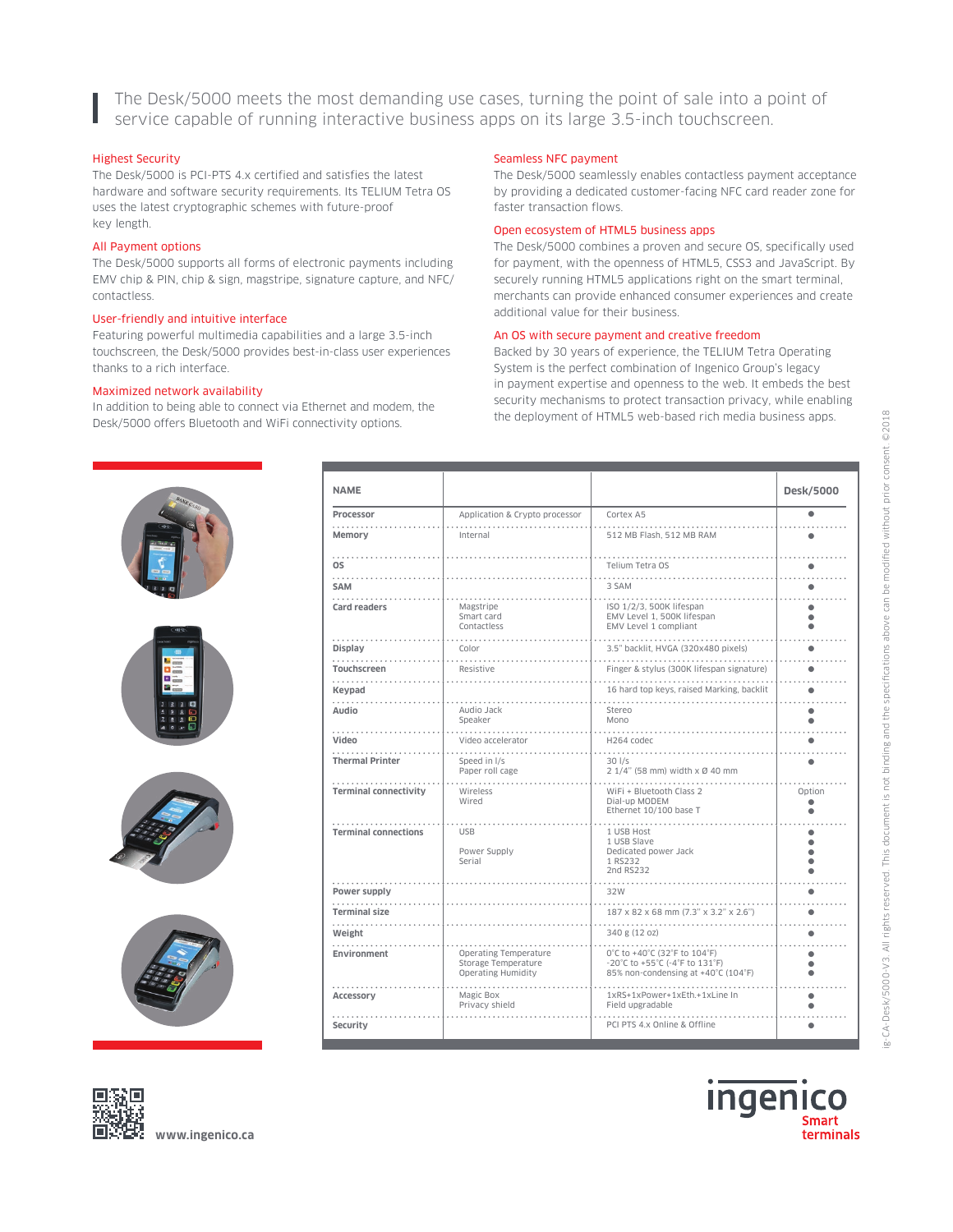The Desk/5000 meets the most demanding use cases, turning the point of sale into a point of service capable of running interactive business apps on its large 3.5-inch touchscreen.

### Highest Security

The Desk/5000 is PCI-PTS 4.x certified and satisfies the latest hardware and software security requirements. Its TELIUM Tetra OS uses the latest cryptographic schemes with future-proof key length.

### All Payment options

The Desk/5000 supports all forms of electronic payments including EMV chip & PIN, chip & sign, magstripe, signature capture, and NFC/contactless.

### User-friendly and intuitive interface

Featuring powerful multimedia capabilities and a large 3.5-inch touchscreen, the Desk/5000 provides best-in-class user experiences thanks to a rich interface.

### Maximized network availability

In addition to being able to connect via Ethernet and modem, the Desk/5000 offers Bluetooth and WiFi connectivity options.

### Seamless NFC payment

The Desk/5000 seamlessly enables contactless payment acceptance by providing a dedicated customer-facing NFC card reader zone for faster transaction flows.

### Open ecosystem of HTML5 business apps

The Desk/5000 combines a proven and secure OS, specifically used for payment, with the openness of HTML5, CSS3 and JavaScript. By securely running HTML5 applications right on the smart terminal, merchants can provide enhanced consumer experiences and create additional value for their business.

### An OS with secure payment and creative freedom

Backed by 30 years of experience, the TELIUM Tetra Operating System is the perfect combination of Ingenico Group's legacy in payment expertise and openness to the web. It embeds the best security mechanisms to protect transaction privacy, while enabling the deployment of HTML5 web-based rich media business apps.

| NAME | | | Desk/5000 |
|---|---|---|---|
| Processor | Application & Crypto processor | Cortex A5 | ● |
| Memory | Internal | 512 MB Flash, 512 MB RAM | ● |
| OS | | Telium Tetra OS | ● |
| SAM | | 3 SAM | ● |
| Card readers | Magstripe<br>Smart card<br>Contactless | ISO 1/2/3, 500K lifespan<br>EMV Level 1, 500K lifespan<br>EMV Level 1 compliant | ●<br>●<br>● |
| Display | Color | 3.5" backlit, HVGA (320x480 pixels) | ● |
| Touchscreen | Resistive | Finger & stylus (300K lifespan signature) | ● |
| Keypad | | 16 hard top keys, raised Marking, backlit | ● |
| Audio | Audio Jack<br>Speaker | Stereo<br>Mono | ●<br>● |
| Video | Video accelerator | H264 codec | ● |
| Thermal Printer | Speed in l/s<br>Paper roll cage | 30 l/s<br>2 1/4" (58 mm) width x Ø 40 mm | ● |
| Terminal connectivity | Wireless<br>Wired | WiFi + Bluetooth Class 2<br>Dial-up MODEM<br>Ethernet 10/100 base T | Option<br>●<br>● |
| Terminal connections | USB<br><br>Power Supply<br>Serial | 1 USB Host<br>1 USB Slave<br>Dedicated power Jack<br>1 RS232<br>2nd RS232 | ●<br>●<br>●<br>●<br>● |
| Power supply | | 32W | ● |
| Terminal size | | 187 x 82 x 68 mm (7.3" x 3.2" x 2.6") | ● |
| Weight | | 340 g (12 oz) | ● |
| Environment | Operating Temperature<br>Storage Temperature<br>Operating Humidity | 0°C to +40°C (32°F to 104°F)<br>-20°C to +55°C (-4°F to 131°F)<br>85% non-condensing at +40°C (104°F) | ●<br>●<br>● |
| Accessory | Magic Box<br>Privacy shield | 1xRS+1xPower+1xEth.+1xLine In<br>Field upgradable | ●<br>● |
| Security | | PCI PTS 4.x Online & Offline | ● |

ig-CA-Desk/5000-V3. All rights reserved. This document is not binding and the specifications above can be modified without prior consent. ©2018

www.ingenico.ca

ingenico
Smart terminals